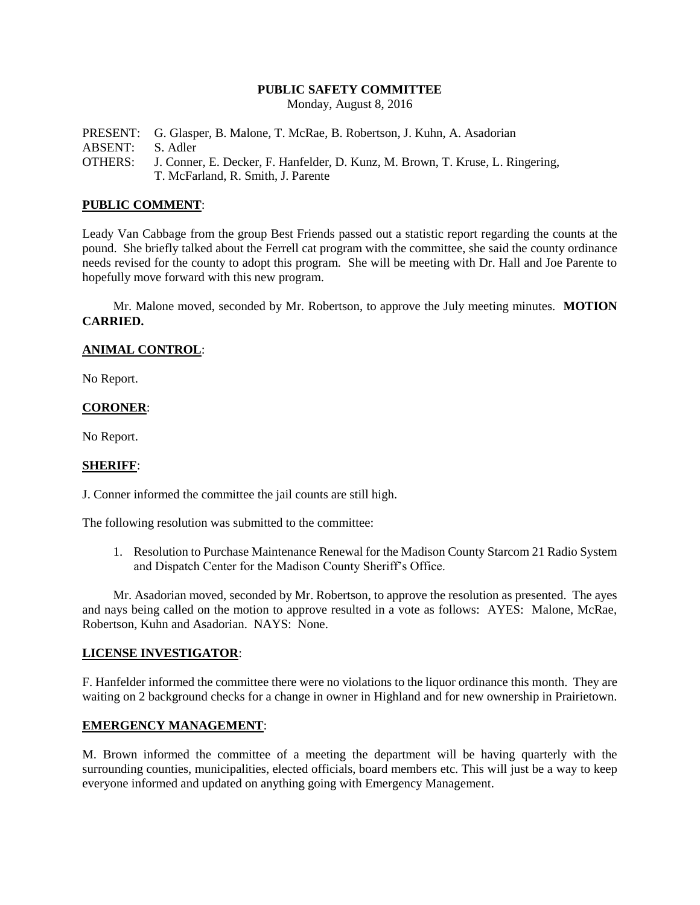**PUBLIC SAFETY COMMITTEE**

Monday, August 8, 2016

PRESENT: G. Glasper, B. Malone, T. McRae, B. Robertson, J. Kuhn, A. Asadorian
ABSENT: S. Adler
OTHERS: J. Conner, E. Decker, F. Hanfelder, D. Kunz, M. Brown, T. Kruse, L. Ringering, T. McFarland, R. Smith, J. Parente

**PUBLIC COMMENT**:

Leady Van Cabbage from the group Best Friends passed out a statistic report regarding the counts at the pound. She briefly talked about the Ferrell cat program with the committee, she said the county ordinance needs revised for the county to adopt this program. She will be meeting with Dr. Hall and Joe Parente to hopefully move forward with this new program.

Mr. Malone moved, seconded by Mr. Robertson, to approve the July meeting minutes. **MOTION CARRIED.**

**ANIMAL CONTROL**:

No Report.

**CORONER**:

No Report.

**SHERIFF**:

J. Conner informed the committee the jail counts are still high.

The following resolution was submitted to the committee:

1. Resolution to Purchase Maintenance Renewal for the Madison County Starcom 21 Radio System and Dispatch Center for the Madison County Sheriff's Office.

Mr. Asadorian moved, seconded by Mr. Robertson, to approve the resolution as presented. The ayes and nays being called on the motion to approve resulted in a vote as follows: AYES: Malone, McRae, Robertson, Kuhn and Asadorian. NAYS: None.

**LICENSE INVESTIGATOR**:

F. Hanfelder informed the committee there were no violations to the liquor ordinance this month. They are waiting on 2 background checks for a change in owner in Highland and for new ownership in Prairietown.

**EMERGENCY MANAGEMENT**:

M. Brown informed the committee of a meeting the department will be having quarterly with the surrounding counties, municipalities, elected officials, board members etc. This will just be a way to keep everyone informed and updated on anything going with Emergency Management.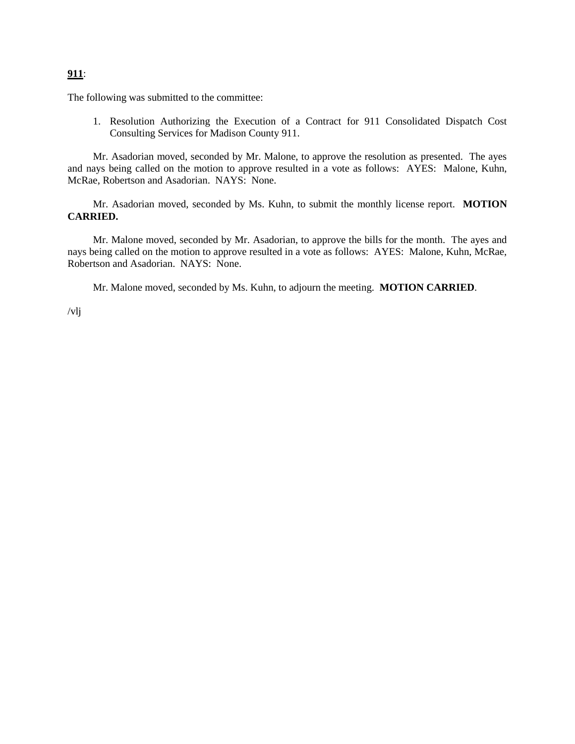**911**:

The following was submitted to the committee:

1. Resolution Authorizing the Execution of a Contract for 911 Consolidated Dispatch Cost Consulting Services for Madison County 911.

Mr. Asadorian moved, seconded by Mr. Malone, to approve the resolution as presented. The ayes and nays being called on the motion to approve resulted in a vote as follows: AYES: Malone, Kuhn, McRae, Robertson and Asadorian. NAYS: None.

Mr. Asadorian moved, seconded by Ms. Kuhn, to submit the monthly license report. **MOTION CARRIED.**

Mr. Malone moved, seconded by Mr. Asadorian, to approve the bills for the month. The ayes and nays being called on the motion to approve resulted in a vote as follows: AYES: Malone, Kuhn, McRae, Robertson and Asadorian. NAYS: None.

Mr. Malone moved, seconded by Ms. Kuhn, to adjourn the meeting. **MOTION CARRIED**.

/vlj